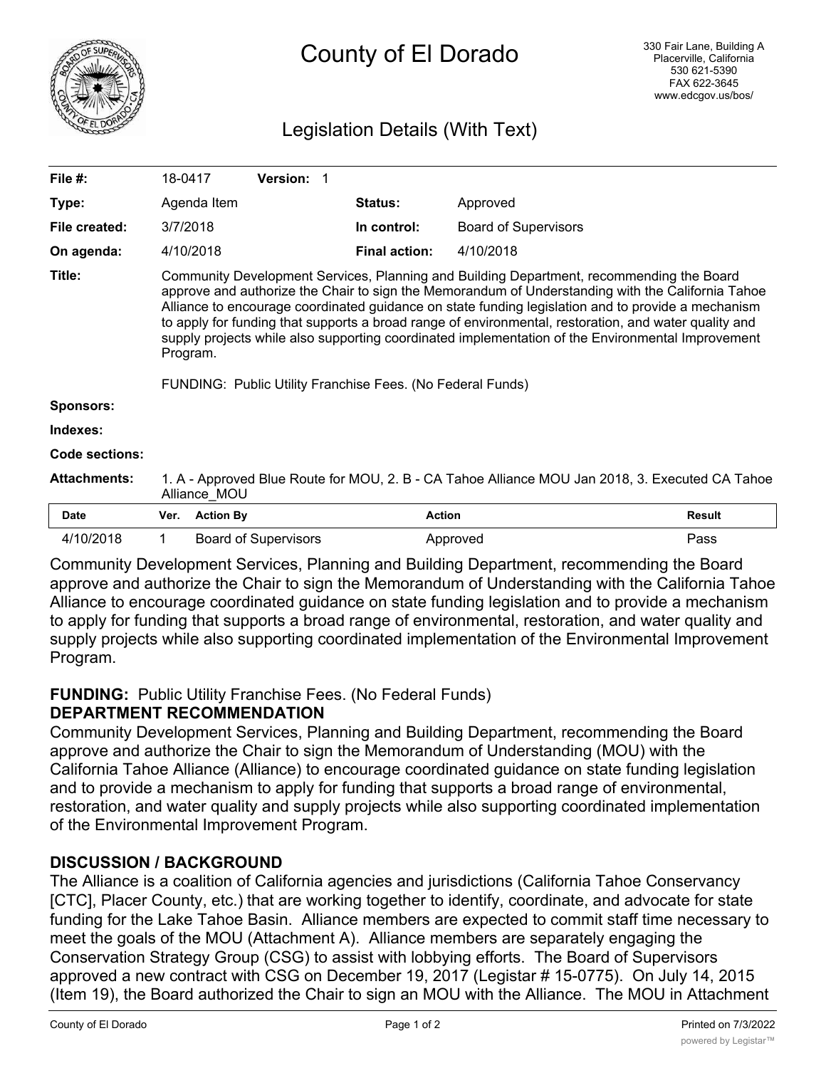# County of El Dorado

330 Fair Lane, Building A
Placerville, California
530 621-5390
FAX 622-3645
www.edcgov.us/bos/

## Legislation Details (With Text)

| | | | |
|---|---|---|---|
| **File #:** | 18-0417 **Version:** 1 | | |
| **Type:** | Agenda Item | **Status:** | Approved |
| **File created:** | 3/7/2018 | **In control:** | Board of Supervisors |
| **On agenda:** | 4/10/2018 | **Final action:** | 4/10/2018 |

**Title:** Community Development Services, Planning and Building Department, recommending the Board approve and authorize the Chair to sign the Memorandum of Understanding with the California Tahoe Alliance to encourage coordinated guidance on state funding legislation and to provide a mechanism to apply for funding that supports a broad range of environmental, restoration, and water quality and supply projects while also supporting coordinated implementation of the Environmental Improvement Program.

FUNDING: Public Utility Franchise Fees. (No Federal Funds)

**Sponsors:**

**Indexes:**

**Code sections:**

**Attachments:** 1. A - Approved Blue Route for MOU, 2. B - CA Tahoe Alliance MOU Jan 2018, 3. Executed CA Tahoe Alliance_MOU

| Date | Ver. | Action By | Action | Result |
|---|---|---|---|---|
| 4/10/2018 | 1 | Board of Supervisors | Approved | Pass |

Community Development Services, Planning and Building Department, recommending the Board approve and authorize the Chair to sign the Memorandum of Understanding with the California Tahoe Alliance to encourage coordinated guidance on state funding legislation and to provide a mechanism to apply for funding that supports a broad range of environmental, restoration, and water quality and supply projects while also supporting coordinated implementation of the Environmental Improvement Program.

**FUNDING:** Public Utility Franchise Fees. (No Federal Funds)

**DEPARTMENT RECOMMENDATION**

Community Development Services, Planning and Building Department, recommending the Board approve and authorize the Chair to sign the Memorandum of Understanding (MOU) with the California Tahoe Alliance (Alliance) to encourage coordinated guidance on state funding legislation and to provide a mechanism to apply for funding that supports a broad range of environmental, restoration, and water quality and supply projects while also supporting coordinated implementation of the Environmental Improvement Program.

**DISCUSSION / BACKGROUND**

The Alliance is a coalition of California agencies and jurisdictions (California Tahoe Conservancy [CTC], Placer County, etc.) that are working together to identify, coordinate, and advocate for state funding for the Lake Tahoe Basin. Alliance members are expected to commit staff time necessary to meet the goals of the MOU (Attachment A). Alliance members are separately engaging the Conservation Strategy Group (CSG) to assist with lobbying efforts. The Board of Supervisors approved a new contract with CSG on December 19, 2017 (Legistar # 15-0775). On July 14, 2015 (Item 19), the Board authorized the Chair to sign an MOU with the Alliance. The MOU in Attachment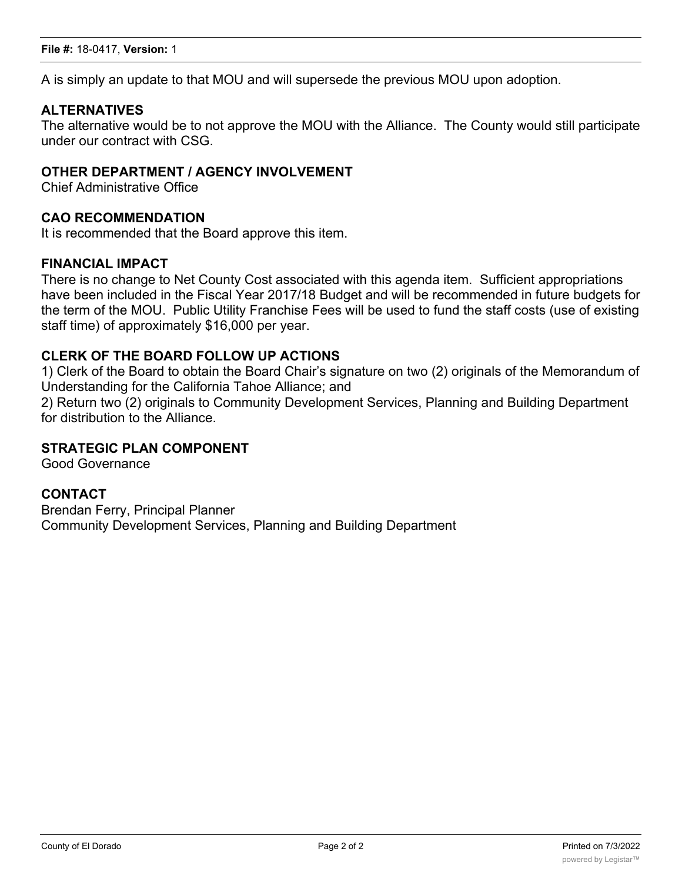A is simply an update to that MOU and will supersede the previous MOU upon adoption.

## ALTERNATIVES

The alternative would be to not approve the MOU with the Alliance. The County would still participate under our contract with CSG.

## OTHER DEPARTMENT / AGENCY INVOLVEMENT

Chief Administrative Office

## CAO RECOMMENDATION

It is recommended that the Board approve this item.

## FINANCIAL IMPACT

There is no change to Net County Cost associated with this agenda item. Sufficient appropriations have been included in the Fiscal Year 2017/18 Budget and will be recommended in future budgets for the term of the MOU. Public Utility Franchise Fees will be used to fund the staff costs (use of existing staff time) of approximately $16,000 per year.

## CLERK OF THE BOARD FOLLOW UP ACTIONS

1) Clerk of the Board to obtain the Board Chair's signature on two (2) originals of the Memorandum of Understanding for the California Tahoe Alliance; and
2) Return two (2) originals to Community Development Services, Planning and Building Department for distribution to the Alliance.

## STRATEGIC PLAN COMPONENT

Good Governance

## CONTACT

Brendan Ferry, Principal Planner
Community Development Services, Planning and Building Department